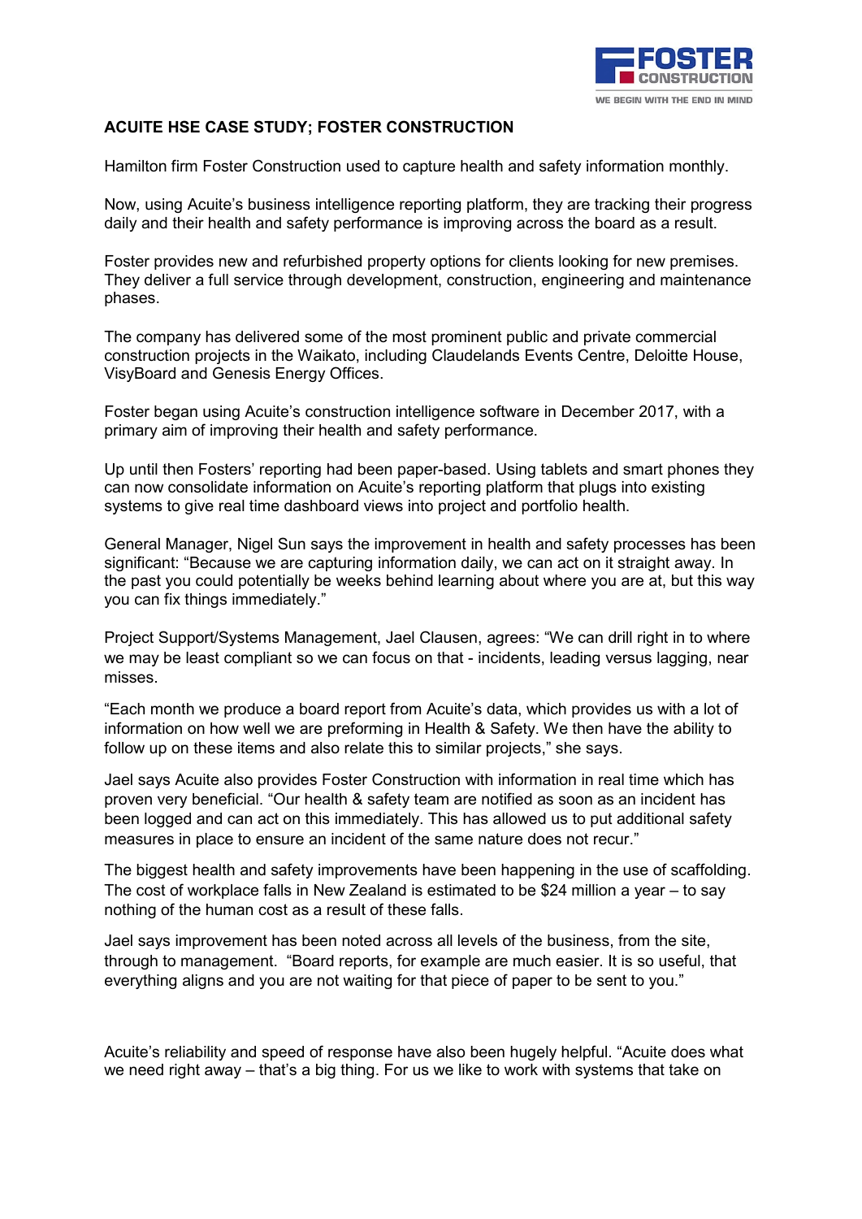FOSTER CONSTRUCTION

WE BEGIN WITH THE END IN MIND

## ACUITE HSE CASE STUDY; FOSTER CONSTRUCTION

Hamilton firm Foster Construction used to capture health and safety information monthly.

Now, using Acuite's business intelligence reporting platform, they are tracking their progress daily and their health and safety performance is improving across the board as a result.

Foster provides new and refurbished property options for clients looking for new premises. They deliver a full service through development, construction, engineering and maintenance phases.

The company has delivered some of the most prominent public and private commercial construction projects in the Waikato, including Claudelands Events Centre, Deloitte House, VisyBoard and Genesis Energy Offices.

Foster began using Acuite's construction intelligence software in December 2017, with a primary aim of improving their health and safety performance.

Up until then Fosters' reporting had been paper-based. Using tablets and smart phones they can now consolidate information on Acuite's reporting platform that plugs into existing systems to give real time dashboard views into project and portfolio health.

General Manager, Nigel Sun says the improvement in health and safety processes has been significant: "Because we are capturing information daily, we can act on it straight away. In the past you could potentially be weeks behind learning about where you are at, but this way you can fix things immediately."

Project Support/Systems Management, Jael Clausen, agrees: "We can drill right in to where we may be least compliant so we can focus on that - incidents, leading versus lagging, near misses.

"Each month we produce a board report from Acuite's data, which provides us with a lot of information on how well we are preforming in Health & Safety. We then have the ability to follow up on these items and also relate this to similar projects," she says.

Jael says Acuite also provides Foster Construction with information in real time which has proven very beneficial. "Our health & safety team are notified as soon as an incident has been logged and can act on this immediately. This has allowed us to put additional safety measures in place to ensure an incident of the same nature does not recur."

The biggest health and safety improvements have been happening in the use of scaffolding. The cost of workplace falls in New Zealand is estimated to be $24 million a year – to say nothing of the human cost as a result of these falls.

Jael says improvement has been noted across all levels of the business, from the site, through to management. "Board reports, for example are much easier. It is so useful, that everything aligns and you are not waiting for that piece of paper to be sent to you."

Acuite's reliability and speed of response have also been hugely helpful. "Acuite does what we need right away – that's a big thing. For us we like to work with systems that take on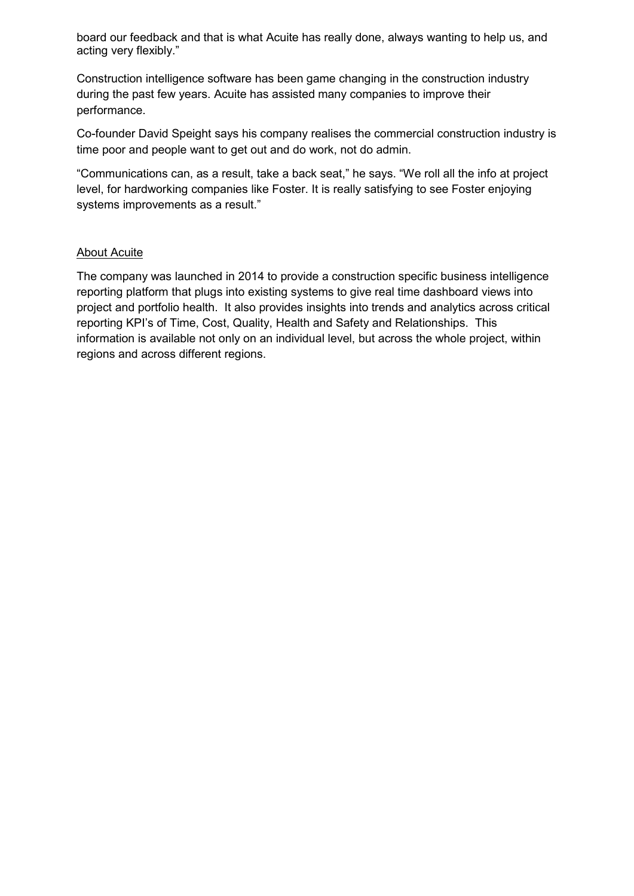board our feedback and that is what Acuite has really done, always wanting to help us, and acting very flexibly."

Construction intelligence software has been game changing in the construction industry during the past few years. Acuite has assisted many companies to improve their performance.

Co-founder David Speight says his company realises the commercial construction industry is time poor and people want to get out and do work, not do admin.

"Communications can, as a result, take a back seat," he says. "We roll all the info at project level, for hardworking companies like Foster. It is really satisfying to see Foster enjoying systems improvements as a result."

About Acuite

The company was launched in 2014 to provide a construction specific business intelligence reporting platform that plugs into existing systems to give real time dashboard views into project and portfolio health. It also provides insights into trends and analytics across critical reporting KPI's of Time, Cost, Quality, Health and Safety and Relationships. This information is available not only on an individual level, but across the whole project, within regions and across different regions.